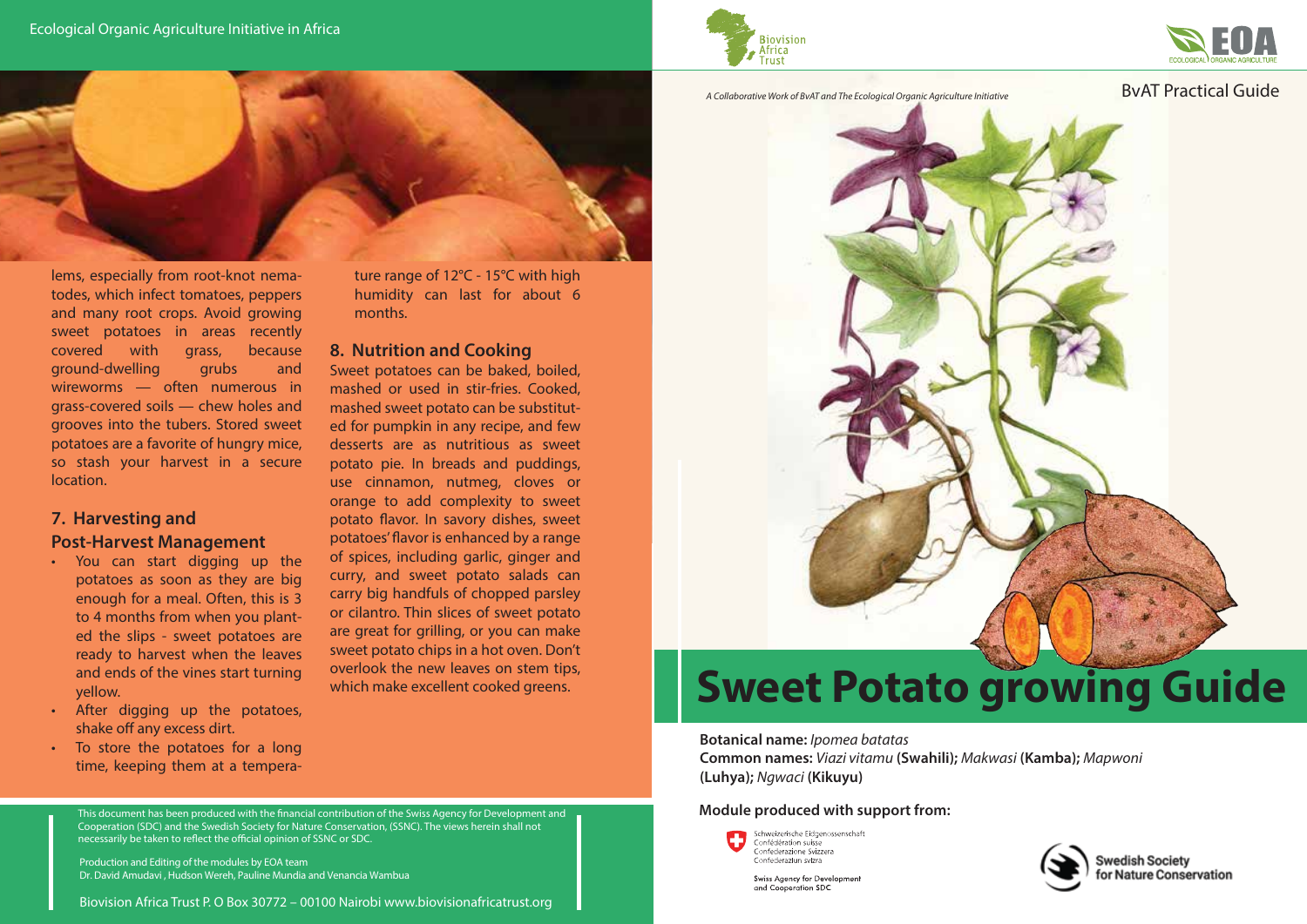Ecological Organic Agriculture Initiative in Africa

lems, especially from root-knot nematodes, which infect tomatoes, peppers and many root crops. Avoid growing sweet potatoes in areas recently covered with grass, because ground-dwelling grubs and wireworms — often numerous in grass-covered soils — chew holes and grooves into the tubers. Stored sweet potatoes are a favorite of hungry mice, so stash your harvest in a secure location.

## 7. Harvesting and Post-Harvest Management

- You can start digging up the potatoes as soon as they are big enough for a meal. Often, this is 3 to 4 months from when you planted the slips - sweet potatoes are ready to harvest when the leaves and ends of the vines start turning yellow.
- After digging up the potatoes, shake off any excess dirt.
- To store the potatoes for a long time, keeping them at a temperature range of 12°C - 15°C with high humidity can last for about 6 months.

## 8. Nutrition and Cooking

Sweet potatoes can be baked, boiled, mashed or used in stir-fries. Cooked, mashed sweet potato can be substituted for pumpkin in any recipe, and few desserts are as nutritious as sweet potato pie. In breads and puddings, use cinnamon, nutmeg, cloves or orange to add complexity to sweet potato flavor. In savory dishes, sweet potatoes' flavor is enhanced by a range of spices, including garlic, ginger and curry, and sweet potato salads can carry big handfuls of chopped parsley or cilantro. Thin slices of sweet potato are great for grilling, or you can make sweet potato chips in a hot oven. Don't overlook the new leaves on stem tips, which make excellent cooked greens.

This document has been produced with the financial contribution of the Swiss Agency for Development and Cooperation (SDC) and the Swedish Society for Nature Conservation, (SSNC). The views herein shall not necessarily be taken to reflect the official opinion of SSNC or SDC.

Production and Editing of the modules by EOA team
Dr. David Amudavi , Hudson Wereh, Pauline Mundia and Venancia Wambua

Biovision Africa Trust P. O Box 30772 – 00100 Nairobi www.biovisionafricatrust.org

Biovision Africa Trust

EOA ECOLOGICAL ORGANIC AGRICULTURE

*A Collaborative Work of BvAT and The Ecological Organic Agriculture Initiative*

BvAT Practical Guide

# Sweet Potato growing Guide

**Botanical name:** *Ipomea batatas*
**Common names:** *Viazi vitamu* **(Swahili);** *Makwasi* **(Kamba);** *Mapwoni* **(Luhya);** *Ngwaci* **(Kikuyu)**

**Module produced with support from:**

Schweizerische Eidgenossenschaft
Confédération suisse
Confederazione Svizzera
Confederaziun svizra

Swiss Agency for Development and Cooperation SDC

Swedish Society for Nature Conservation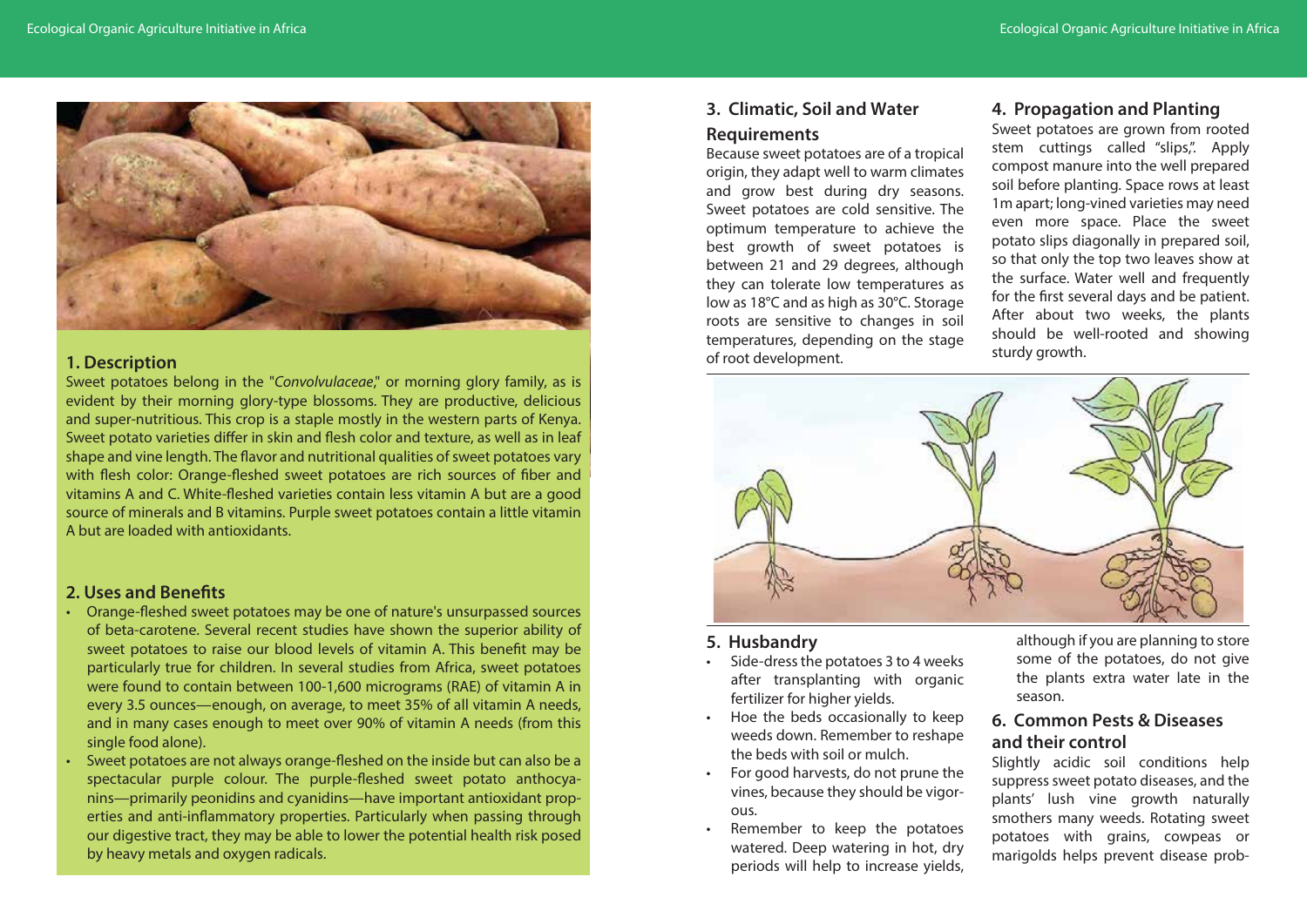## 1. Description

Sweet potatoes belong in the "*Convolvulaceae*," or morning glory family, as is evident by their morning glory-type blossoms. They are productive, delicious and super-nutritious. This crop is a staple mostly in the western parts of Kenya. Sweet potato varieties differ in skin and flesh color and texture, as well as in leaf shape and vine length. The flavor and nutritional qualities of sweet potatoes vary with flesh color: Orange-fleshed sweet potatoes are rich sources of fiber and vitamins A and C. White-fleshed varieties contain less vitamin A but are a good source of minerals and B vitamins. Purple sweet potatoes contain a little vitamin A but are loaded with antioxidants.

## 2. Uses and Benefits

- Orange-fleshed sweet potatoes may be one of nature's unsurpassed sources of beta-carotene. Several recent studies have shown the superior ability of sweet potatoes to raise our blood levels of vitamin A. This benefit may be particularly true for children. In several studies from Africa, sweet potatoes were found to contain between 100-1,600 micrograms (RAE) of vitamin A in every 3.5 ounces—enough, on average, to meet 35% of all vitamin A needs, and in many cases enough to meet over 90% of vitamin A needs (from this single food alone).
- Sweet potatoes are not always orange-fleshed on the inside but can also be a spectacular purple colour. The purple-fleshed sweet potato anthocyanins—primarily peonidins and cyanidins—have important antioxidant properties and anti-inflammatory properties. Particularly when passing through our digestive tract, they may be able to lower the potential health risk posed by heavy metals and oxygen radicals.

## 3. Climatic, Soil and Water Requirements

Because sweet potatoes are of a tropical origin, they adapt well to warm climates and grow best during dry seasons. Sweet potatoes are cold sensitive. The optimum temperature to achieve the best growth of sweet potatoes is between 21 and 29 degrees, although they can tolerate low temperatures as low as 18°C and as high as 30°C. Storage roots are sensitive to changes in soil temperatures, depending on the stage of root development.

## 4. Propagation and Planting

Sweet potatoes are grown from rooted stem cuttings called "slips,". Apply compost manure into the well prepared soil before planting. Space rows at least 1m apart; long-vined varieties may need even more space. Place the sweet potato slips diagonally in prepared soil, so that only the top two leaves show at the surface. Water well and frequently for the first several days and be patient. After about two weeks, the plants should be well-rooted and showing sturdy growth.

## 5. Husbandry

- Side-dress the potatoes 3 to 4 weeks after transplanting with organic fertilizer for higher yields.
- Hoe the beds occasionally to keep weeds down. Remember to reshape the beds with soil or mulch.
- For good harvests, do not prune the vines, because they should be vigorous.
- Remember to keep the potatoes watered. Deep watering in hot, dry periods will help to increase yields, although if you are planning to store some of the potatoes, do not give the plants extra water late in the season.

## 6. Common Pests & Diseases and their control

Slightly acidic soil conditions help suppress sweet potato diseases, and the plants' lush vine growth naturally smothers many weeds. Rotating sweet potatoes with grains, cowpeas or marigolds helps prevent disease prob-